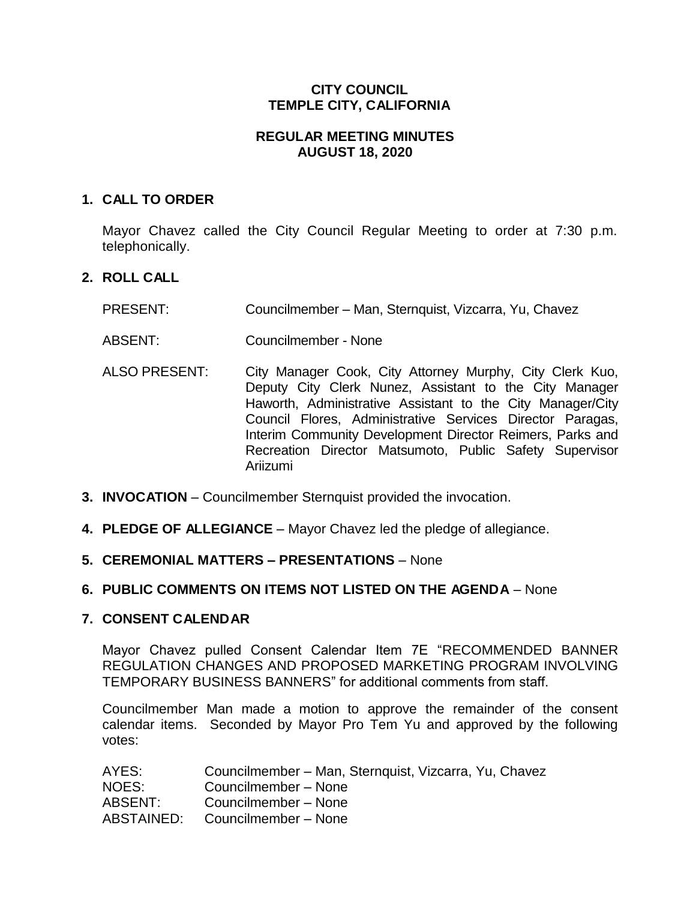# CITY COUNCIL
# TEMPLE CITY, CALIFORNIA

## REGULAR MEETING MINUTES
## AUGUST 18, 2020

**1. CALL TO ORDER**

Mayor Chavez called the City Council Regular Meeting to order at 7:30 p.m. telephonically.

**2. ROLL CALL**

PRESENT: Councilmember – Man, Sternquist, Vizcarra, Yu, Chavez

ABSENT: Councilmember - None

ALSO PRESENT: City Manager Cook, City Attorney Murphy, City Clerk Kuo, Deputy City Clerk Nunez, Assistant to the City Manager Haworth, Administrative Assistant to the City Manager/City Council Flores, Administrative Services Director Paragas, Interim Community Development Director Reimers, Parks and Recreation Director Matsumoto, Public Safety Supervisor Ariizumi

**3. INVOCATION** – Councilmember Sternquist provided the invocation.

**4. PLEDGE OF ALLEGIANCE** – Mayor Chavez led the pledge of allegiance.

**5. CEREMONIAL MATTERS – PRESENTATIONS** – None

**6. PUBLIC COMMENTS ON ITEMS NOT LISTED ON THE AGENDA** – None

**7. CONSENT CALENDAR**

Mayor Chavez pulled Consent Calendar Item 7E "RECOMMENDED BANNER REGULATION CHANGES AND PROPOSED MARKETING PROGRAM INVOLVING TEMPORARY BUSINESS BANNERS" for additional comments from staff.

Councilmember Man made a motion to approve the remainder of the consent calendar items. Seconded by Mayor Pro Tem Yu and approved by the following votes:

AYES: Councilmember – Man, Sternquist, Vizcarra, Yu, Chavez
NOES: Councilmember – None
ABSENT: Councilmember – None
ABSTAINED: Councilmember – None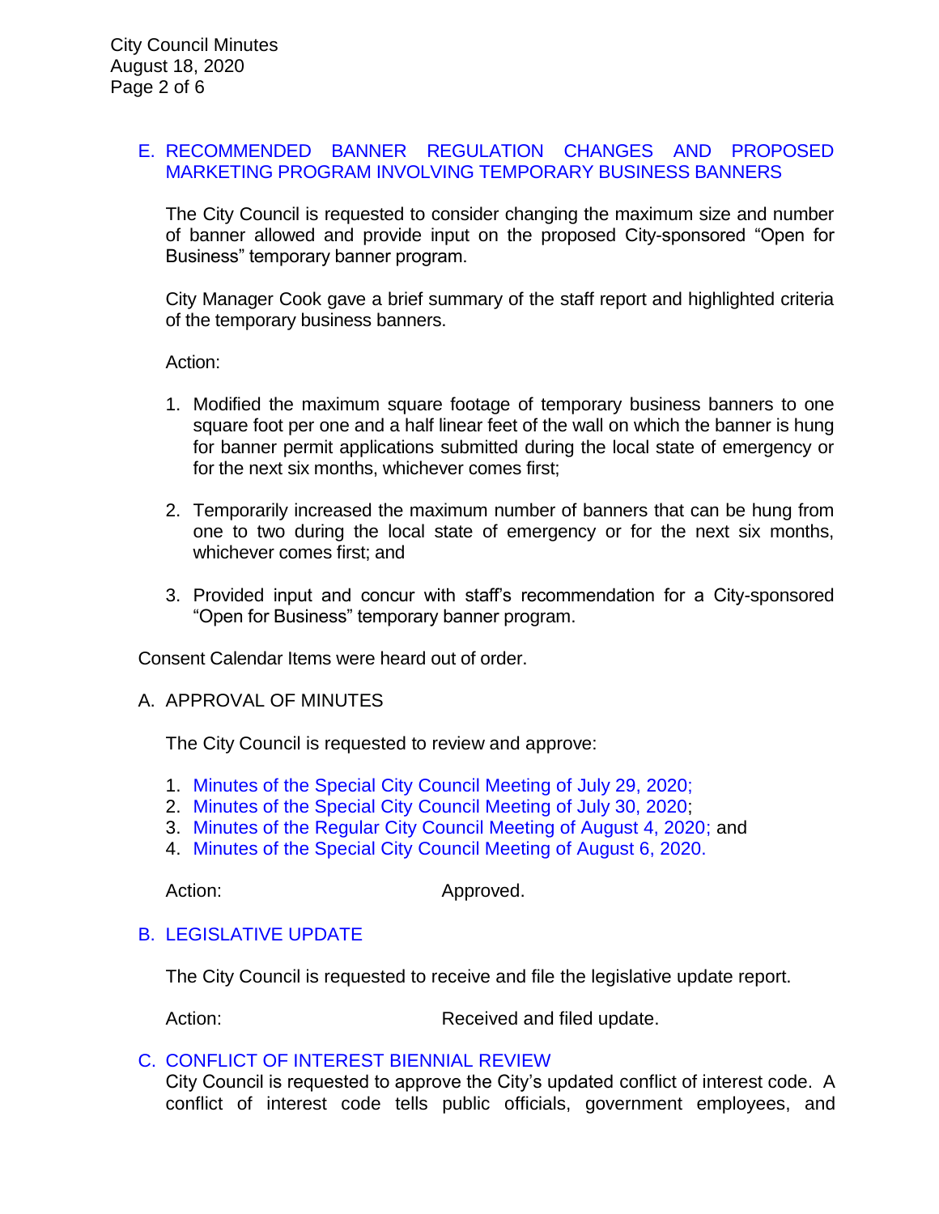### E. RECOMMENDED BANNER REGULATION CHANGES AND PROPOSED MARKETING PROGRAM INVOLVING TEMPORARY BUSINESS BANNERS

The City Council is requested to consider changing the maximum size and number of banner allowed and provide input on the proposed City-sponsored "Open for Business" temporary banner program.

City Manager Cook gave a brief summary of the staff report and highlighted criteria of the temporary business banners.

Action:

1. Modified the maximum square footage of temporary business banners to one square foot per one and a half linear feet of the wall on which the banner is hung for banner permit applications submitted during the local state of emergency or for the next six months, whichever comes first;
2. Temporarily increased the maximum number of banners that can be hung from one to two during the local state of emergency or for the next six months, whichever comes first; and
3. Provided input and concur with staff's recommendation for a City-sponsored "Open for Business" temporary banner program.

Consent Calendar Items were heard out of order.

### A. APPROVAL OF MINUTES

The City Council is requested to review and approve:

1. Minutes of the Special City Council Meeting of July 29, 2020;
2. Minutes of the Special City Council Meeting of July 30, 2020;
3. Minutes of the Regular City Council Meeting of August 4, 2020; and
4. Minutes of the Special City Council Meeting of August 6, 2020.

Action: Approved.

### B. LEGISLATIVE UPDATE

The City Council is requested to receive and file the legislative update report.

Action: Received and filed update.

### C. CONFLICT OF INTEREST BIENNIAL REVIEW

City Council is requested to approve the City's updated conflict of interest code. A conflict of interest code tells public officials, government employees, and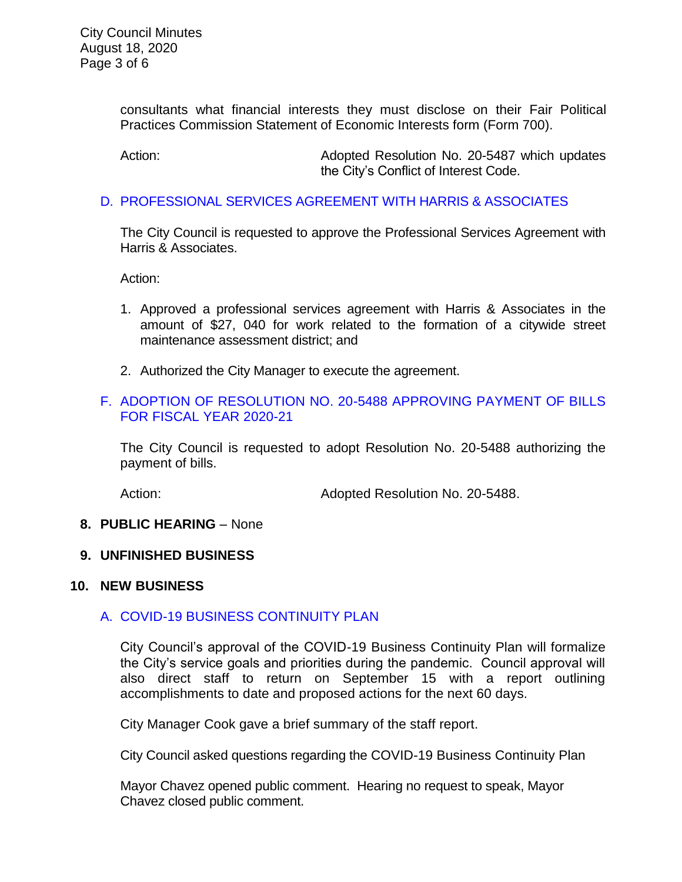consultants what financial interests they must disclose on their Fair Political Practices Commission Statement of Economic Interests form (Form 700).

Action: Adopted Resolution No. 20-5487 which updates the City's Conflict of Interest Code.

### D. PROFESSIONAL SERVICES AGREEMENT WITH HARRIS & ASSOCIATES

The City Council is requested to approve the Professional Services Agreement with Harris & Associates.

Action:

1. Approved a professional services agreement with Harris & Associates in the amount of $27, 040 for work related to the formation of a citywide street maintenance assessment district; and
2. Authorized the City Manager to execute the agreement.

### F. ADOPTION OF RESOLUTION NO. 20-5488 APPROVING PAYMENT OF BILLS FOR FISCAL YEAR 2020-21

The City Council is requested to adopt Resolution No. 20-5488 authorizing the payment of bills.

Action: Adopted Resolution No. 20-5488.

## 8. PUBLIC HEARING – None

## 9. UNFINISHED BUSINESS

## 10. NEW BUSINESS

### A. COVID-19 BUSINESS CONTINUITY PLAN

City Council's approval of the COVID-19 Business Continuity Plan will formalize the City's service goals and priorities during the pandemic. Council approval will also direct staff to return on September 15 with a report outlining accomplishments to date and proposed actions for the next 60 days.

City Manager Cook gave a brief summary of the staff report.

City Council asked questions regarding the COVID-19 Business Continuity Plan

Mayor Chavez opened public comment. Hearing no request to speak, Mayor Chavez closed public comment.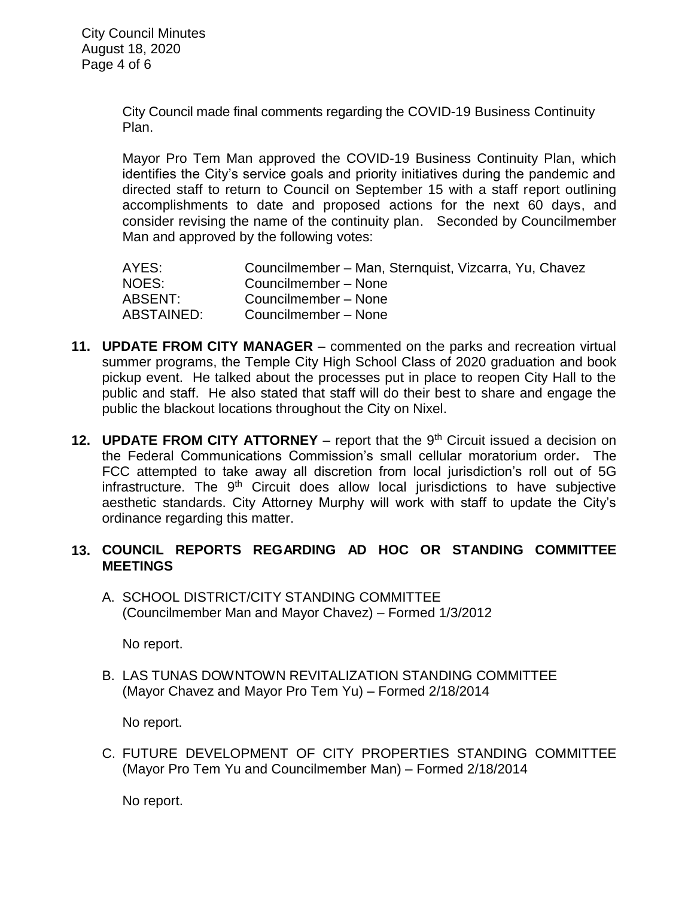City Council made final comments regarding the COVID-19 Business Continuity Plan.

Mayor Pro Tem Man approved the COVID-19 Business Continuity Plan, which identifies the City's service goals and priority initiatives during the pandemic and directed staff to return to Council on September 15 with a staff report outlining accomplishments to date and proposed actions for the next 60 days, and consider revising the name of the continuity plan. Seconded by Councilmember Man and approved by the following votes:

| | |
|---|---|
| AYES: | Councilmember – Man, Sternquist, Vizcarra, Yu, Chavez |
| NOES: | Councilmember – None |
| ABSENT: | Councilmember – None |
| ABSTAINED: | Councilmember – None |

**11. UPDATE FROM CITY MANAGER** – commented on the parks and recreation virtual summer programs, the Temple City High School Class of 2020 graduation and book pickup event. He talked about the processes put in place to reopen City Hall to the public and staff. He also stated that staff will do their best to share and engage the public the blackout locations throughout the City on Nixel.

**12. UPDATE FROM CITY ATTORNEY** – report that the 9th Circuit issued a decision on the Federal Communications Commission's small cellular moratorium order**.** The FCC attempted to take away all discretion from local jurisdiction's roll out of 5G infrastructure. The 9th Circuit does allow local jurisdictions to have subjective aesthetic standards. City Attorney Murphy will work with staff to update the City's ordinance regarding this matter.

**13. COUNCIL REPORTS REGARDING AD HOC OR STANDING COMMITTEE MEETINGS**

A. SCHOOL DISTRICT/CITY STANDING COMMITTEE (Councilmember Man and Mayor Chavez) – Formed 1/3/2012

No report.

B. LAS TUNAS DOWNTOWN REVITALIZATION STANDING COMMITTEE (Mayor Chavez and Mayor Pro Tem Yu) – Formed 2/18/2014

No report.

C. FUTURE DEVELOPMENT OF CITY PROPERTIES STANDING COMMITTEE (Mayor Pro Tem Yu and Councilmember Man) – Formed 2/18/2014

No report.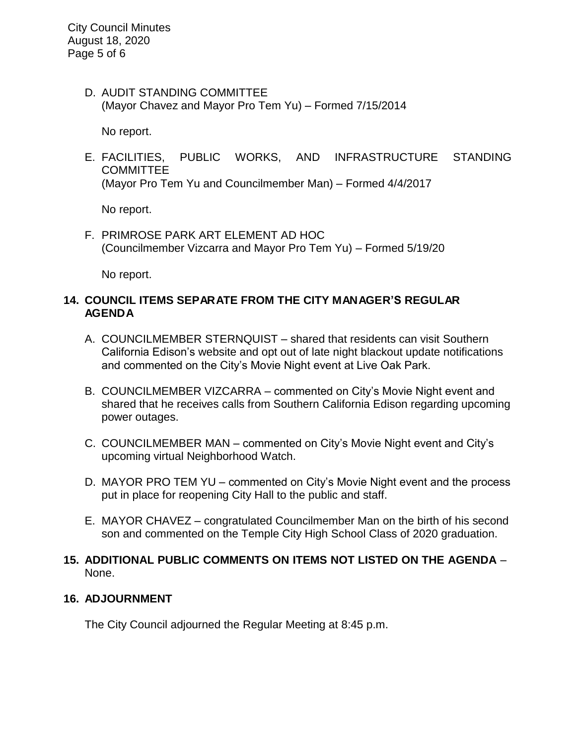D. AUDIT STANDING COMMITTEE
(Mayor Chavez and Mayor Pro Tem Yu) – Formed 7/15/2014

No report.

E. FACILITIES, PUBLIC WORKS, AND INFRASTRUCTURE STANDING COMMITTEE
(Mayor Pro Tem Yu and Councilmember Man) – Formed 4/4/2017

No report.

F. PRIMROSE PARK ART ELEMENT AD HOC
(Councilmember Vizcarra and Mayor Pro Tem Yu) – Formed 5/19/20

No report.

**14. COUNCIL ITEMS SEPARATE FROM THE CITY MANAGER'S REGULAR AGENDA**

A. COUNCILMEMBER STERNQUIST – shared that residents can visit Southern California Edison's website and opt out of late night blackout update notifications and commented on the City's Movie Night event at Live Oak Park.

B. COUNCILMEMBER VIZCARRA – commented on City's Movie Night event and shared that he receives calls from Southern California Edison regarding upcoming power outages.

C. COUNCILMEMBER MAN – commented on City's Movie Night event and City's upcoming virtual Neighborhood Watch.

D. MAYOR PRO TEM YU – commented on City's Movie Night event and the process put in place for reopening City Hall to the public and staff.

E. MAYOR CHAVEZ – congratulated Councilmember Man on the birth of his second son and commented on the Temple City High School Class of 2020 graduation.

**15. ADDITIONAL PUBLIC COMMENTS ON ITEMS NOT LISTED ON THE AGENDA** – None.

**16. ADJOURNMENT**

The City Council adjourned the Regular Meeting at 8:45 p.m.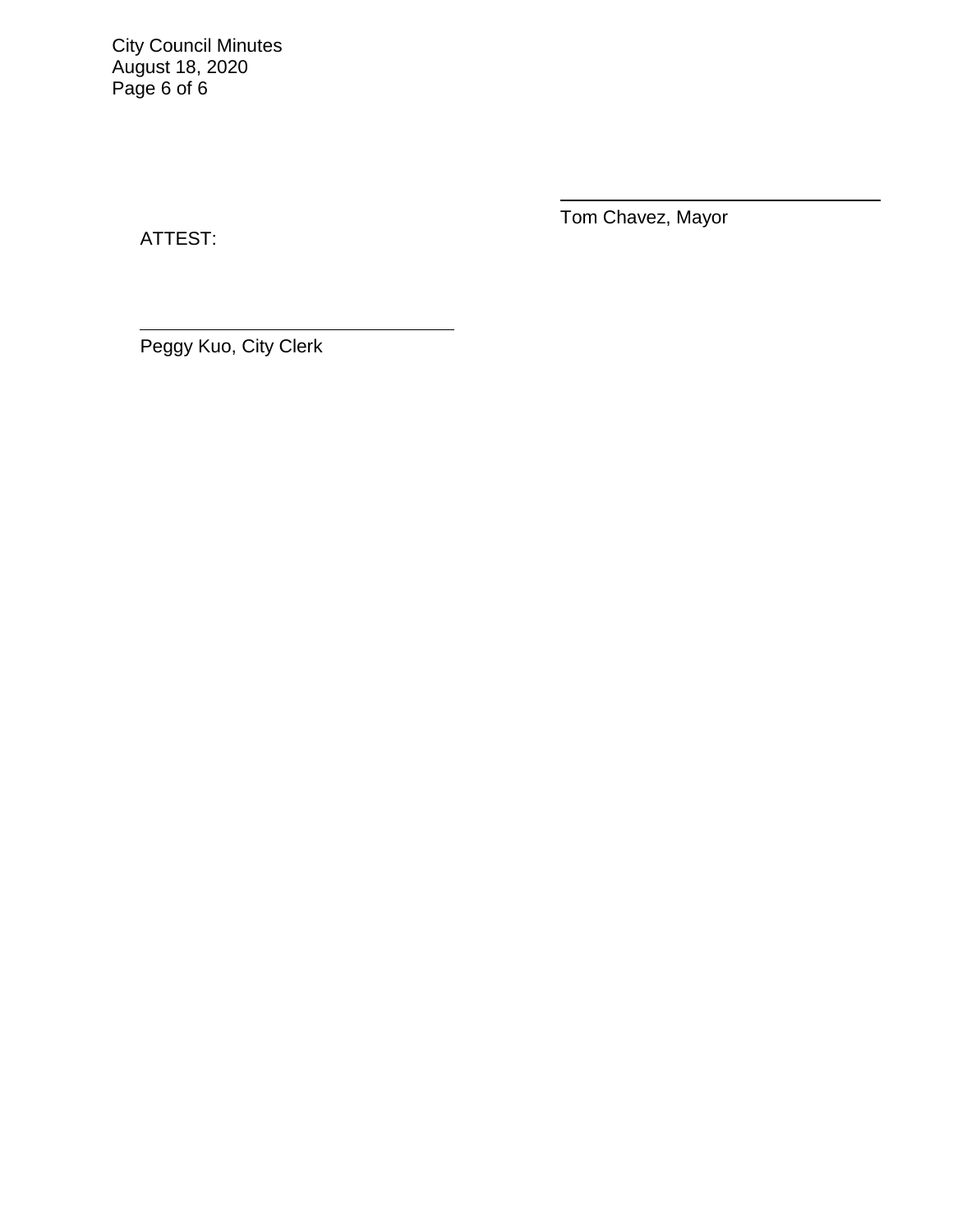\_\_\_\_\_\_\_\_\_\_\_\_\_\_\_\_\_\_\_\_\_\_\_\_\_\_\_\_\_\_

Tom Chavez, Mayor

ATTEST:

\_\_\_\_\_\_\_\_\_\_\_\_\_\_\_\_\_\_\_\_\_\_\_\_\_\_\_\_\_\_

Peggy Kuo, City Clerk